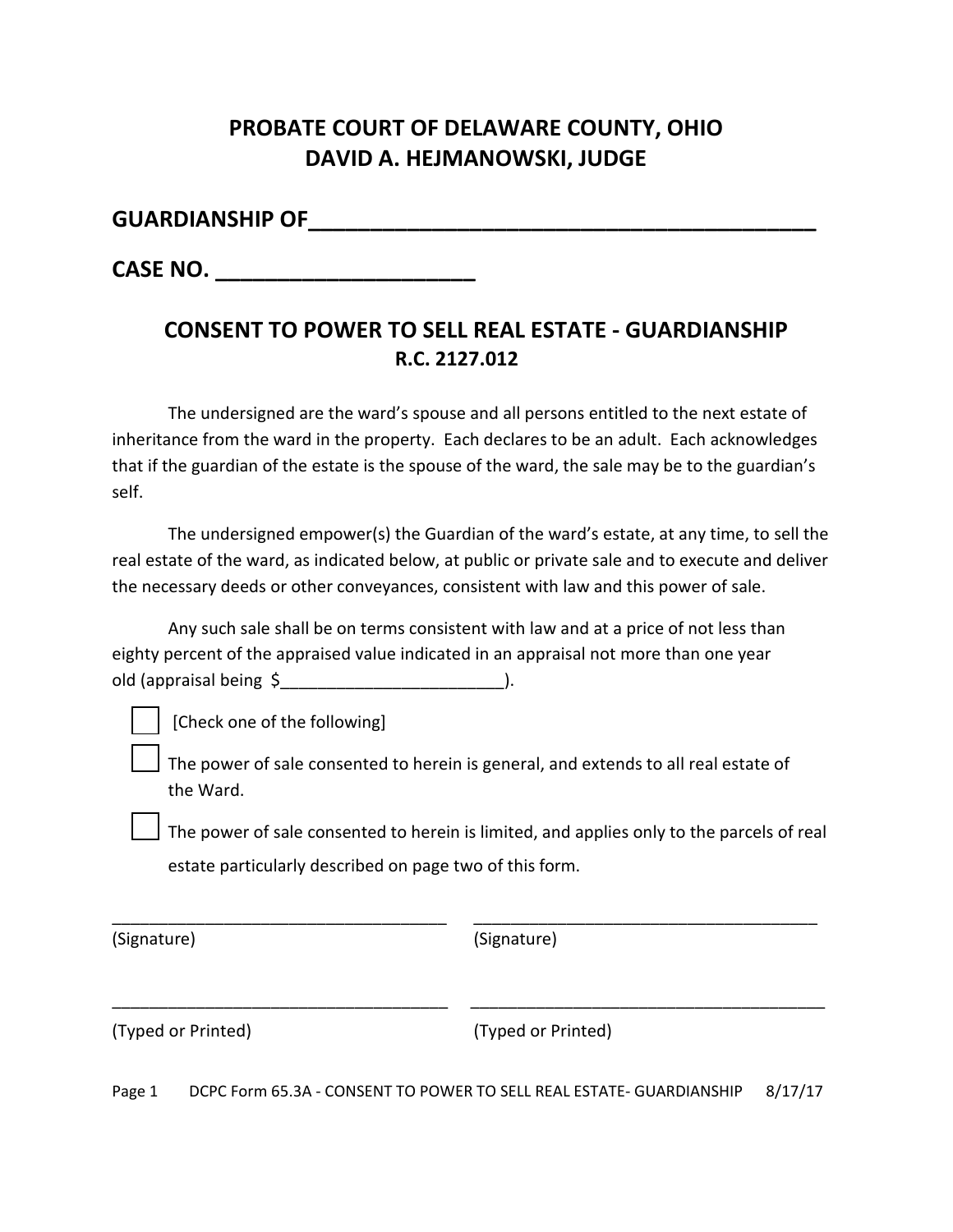# PROBATE COURT OF DELAWARE COUNTY, OHIO
# DAVID A. HEJMANOWSKI, JUDGE

## GUARDIANSHIP OF_________________________________________

## CASE NO. _____________________

## CONSENT TO POWER TO SELL REAL ESTATE - GUARDIANSHIP
### R.C. 2127.012

The undersigned are the ward's spouse and all persons entitled to the next estate of inheritance from the ward in the property. Each declares to be an adult. Each acknowledges that if the guardian of the estate is the spouse of the ward, the sale may be to the guardian's self.

The undersigned empower(s) the Guardian of the ward's estate, at any time, to sell the real estate of the ward, as indicated below, at public or private sale and to execute and deliver the necessary deeds or other conveyances, consistent with law and this power of sale.

Any such sale shall be on terms consistent with law and at a price of not less than eighty percent of the appraised value indicated in an appraisal not more than one year old (appraisal being $_______________________).

☐ [Check one of the following]

☐ The power of sale consented to herein is general, and extends to all real estate of the Ward.

☐ The power of sale consented to herein is limited, and applies only to the parcels of real estate particularly described on page two of this form.

_____________________________________ _____________________________________
(Signature) (Signature)

_____________________________________ _____________________________________
(Typed or Printed) (Typed or Printed)

DCPC Form 65.3A - CONSENT TO POWER TO SELL REAL ESTATE- GUARDIANSHIP 8/17/17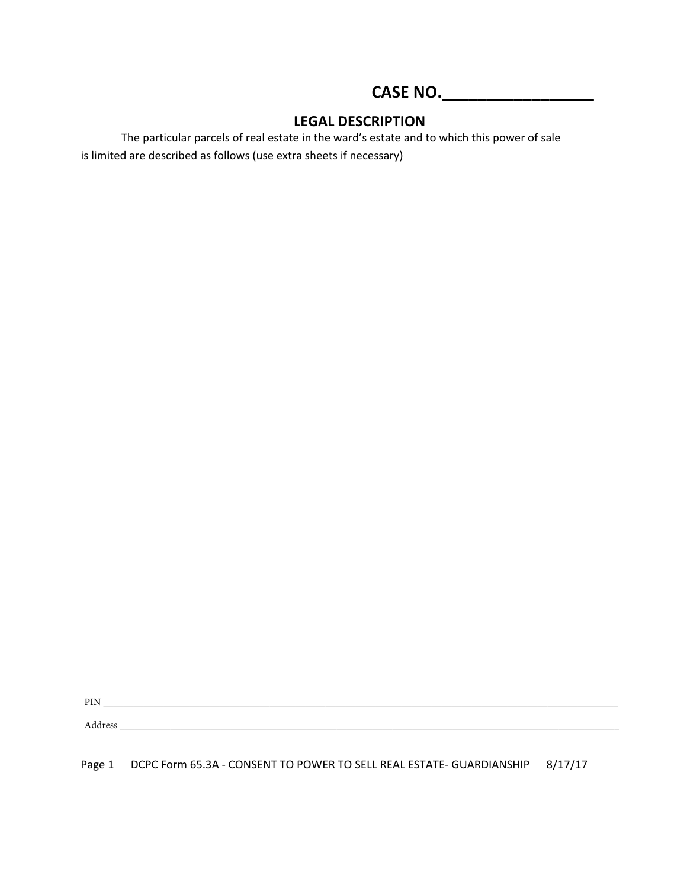# CASE NO.________________

## LEGAL DESCRIPTION

The particular parcels of real estate in the ward's estate and to which this power of sale is limited are described as follows (use extra sheets if necessary)

PIN ________________________________________________________________________________________________

Address ____________________________________________________________________________________________

Page 1 DCPC Form 65.3A - CONSENT TO POWER TO SELL REAL ESTATE- GUARDIANSHIP 8/17/17